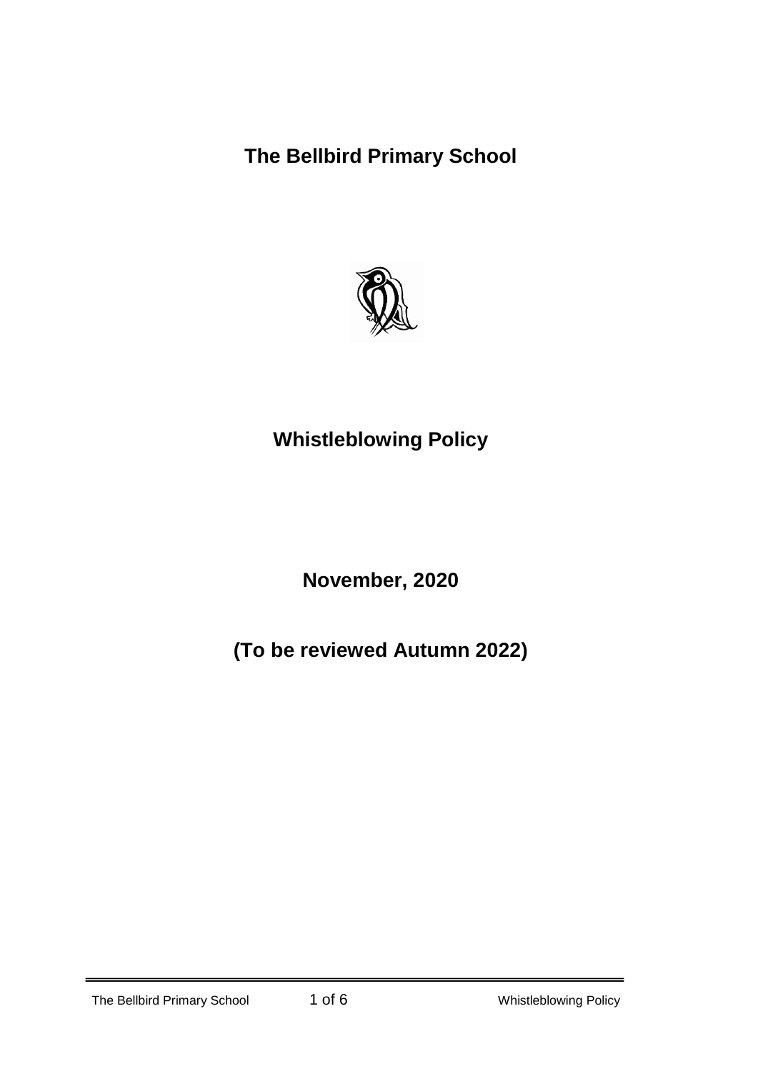# The Bellbird Primary School

# Whistleblowing Policy

**November, 2020**

**(To be reviewed Autumn 2022)**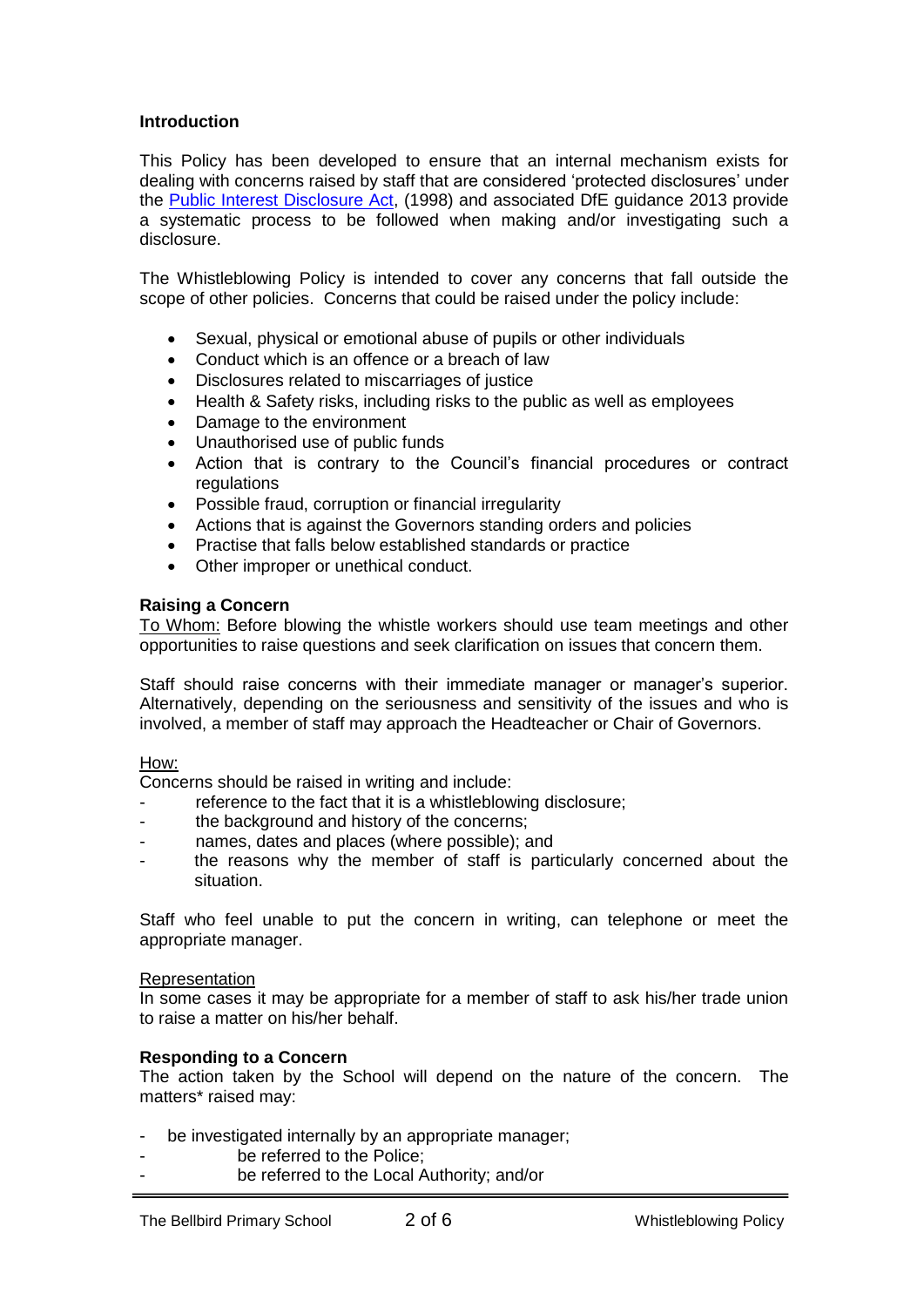## Introduction

This Policy has been developed to ensure that an internal mechanism exists for dealing with concerns raised by staff that are considered 'protected disclosures' under the Public Interest Disclosure Act, (1998) and associated DfE guidance 2013 provide a systematic process to be followed when making and/or investigating such a disclosure.

The Whistleblowing Policy is intended to cover any concerns that fall outside the scope of other policies. Concerns that could be raised under the policy include:

- Sexual, physical or emotional abuse of pupils or other individuals
- Conduct which is an offence or a breach of law
- Disclosures related to miscarriages of justice
- Health & Safety risks, including risks to the public as well as employees
- Damage to the environment
- Unauthorised use of public funds
- Action that is contrary to the Council's financial procedures or contract regulations
- Possible fraud, corruption or financial irregularity
- Actions that is against the Governors standing orders and policies
- Practise that falls below established standards or practice
- Other improper or unethical conduct.

## Raising a Concern

To Whom: Before blowing the whistle workers should use team meetings and other opportunities to raise questions and seek clarification on issues that concern them.

Staff should raise concerns with their immediate manager or manager's superior. Alternatively, depending on the seriousness and sensitivity of the issues and who is involved, a member of staff may approach the Headteacher or Chair of Governors.

How:

Concerns should be raised in writing and include:

- reference to the fact that it is a whistleblowing disclosure;
- the background and history of the concerns;
- names, dates and places (where possible); and
- the reasons why the member of staff is particularly concerned about the situation.

Staff who feel unable to put the concern in writing, can telephone or meet the appropriate manager.

Representation

In some cases it may be appropriate for a member of staff to ask his/her trade union to raise a matter on his/her behalf.

## Responding to a Concern

The action taken by the School will depend on the nature of the concern. The matters* raised may:

- be investigated internally by an appropriate manager;
- be referred to the Police;
- be referred to the Local Authority; and/or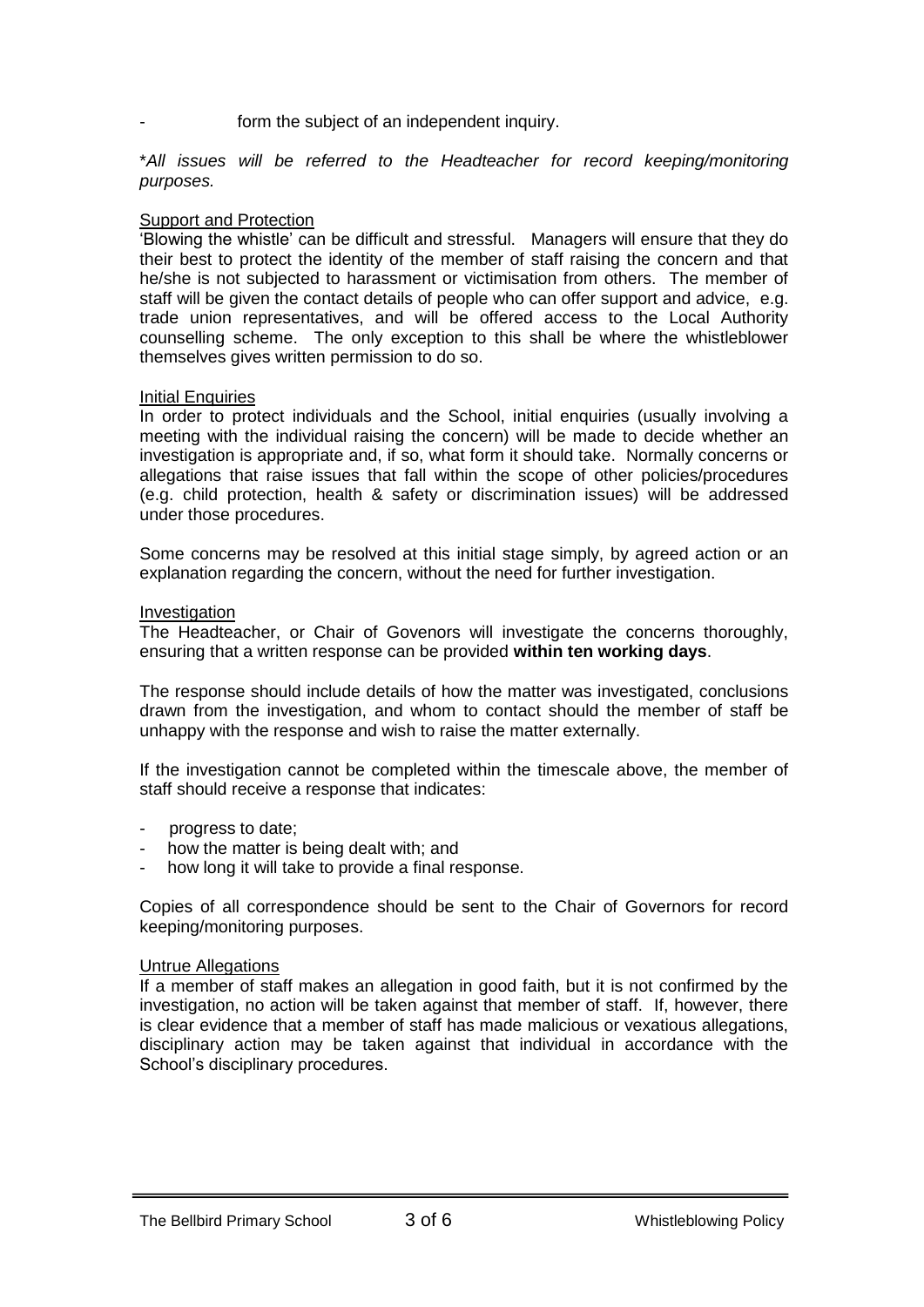- form the subject of an independent inquiry.

**All issues will be referred to the Headteacher for record keeping/monitoring purposes.*

## Support and Protection

'Blowing the whistle' can be difficult and stressful. Managers will ensure that they do their best to protect the identity of the member of staff raising the concern and that he/she is not subjected to harassment or victimisation from others. The member of staff will be given the contact details of people who can offer support and advice, e.g. trade union representatives, and will be offered access to the Local Authority counselling scheme. The only exception to this shall be where the whistleblower themselves gives written permission to do so.

## Initial Enquiries

In order to protect individuals and the School, initial enquiries (usually involving a meeting with the individual raising the concern) will be made to decide whether an investigation is appropriate and, if so, what form it should take. Normally concerns or allegations that raise issues that fall within the scope of other policies/procedures (e.g. child protection, health & safety or discrimination issues) will be addressed under those procedures.

Some concerns may be resolved at this initial stage simply, by agreed action or an explanation regarding the concern, without the need for further investigation.

## Investigation

The Headteacher, or Chair of Govenors will investigate the concerns thoroughly, ensuring that a written response can be provided **within ten working days**.

The response should include details of how the matter was investigated, conclusions drawn from the investigation, and whom to contact should the member of staff be unhappy with the response and wish to raise the matter externally.

If the investigation cannot be completed within the timescale above, the member of staff should receive a response that indicates:

- progress to date;
- how the matter is being dealt with; and
- how long it will take to provide a final response.

Copies of all correspondence should be sent to the Chair of Governors for record keeping/monitoring purposes.

## Untrue Allegations

If a member of staff makes an allegation in good faith, but it is not confirmed by the investigation, no action will be taken against that member of staff. If, however, there is clear evidence that a member of staff has made malicious or vexatious allegations, disciplinary action may be taken against that individual in accordance with the School's disciplinary procedures.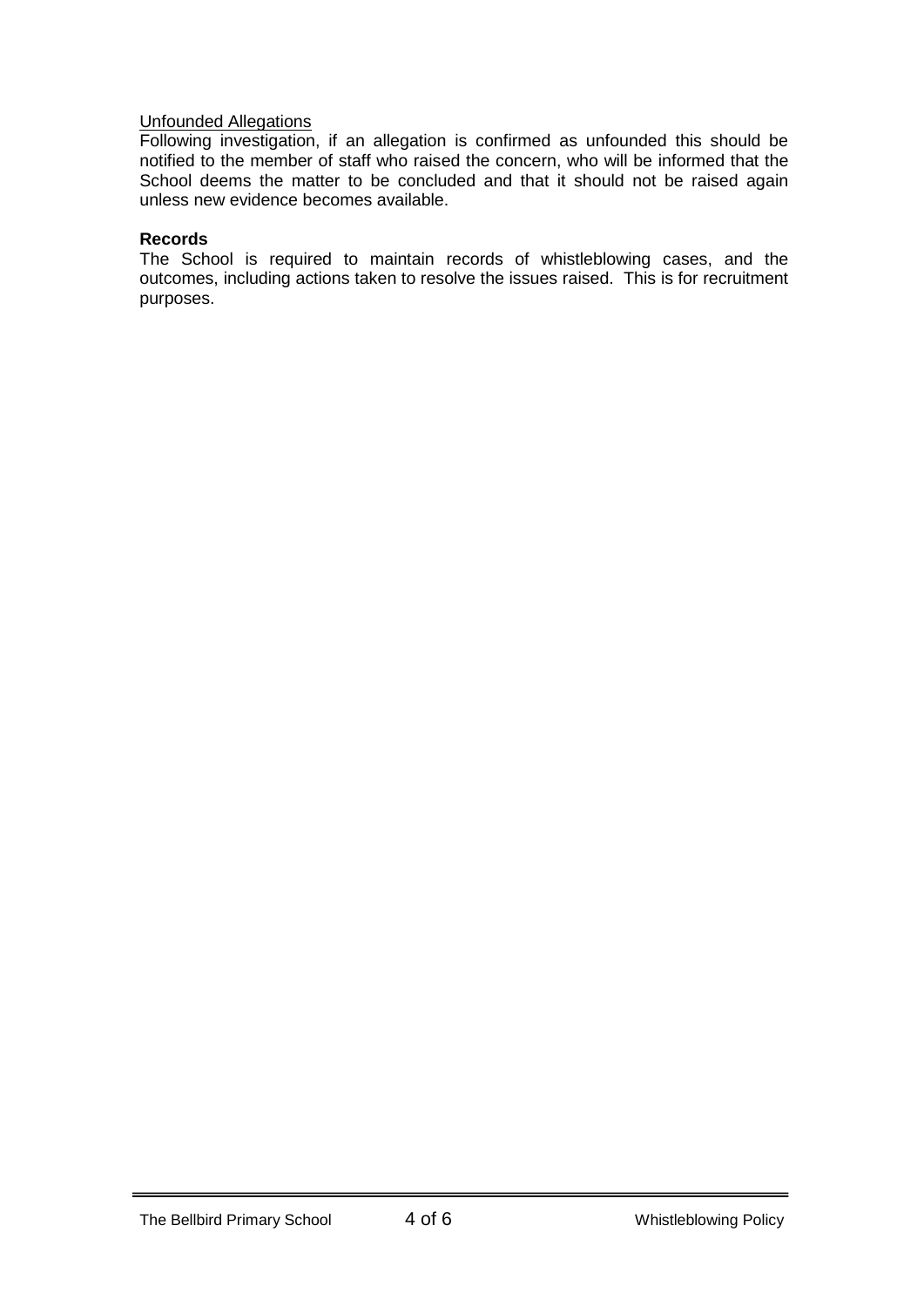<u>Unfounded Allegations</u>

Following investigation, if an allegation is confirmed as unfounded this should be notified to the member of staff who raised the concern, who will be informed that the School deems the matter to be concluded and that it should not be raised again unless new evidence becomes available.

**Records**

The School is required to maintain records of whistleblowing cases, and the outcomes, including actions taken to resolve the issues raised. This is for recruitment purposes.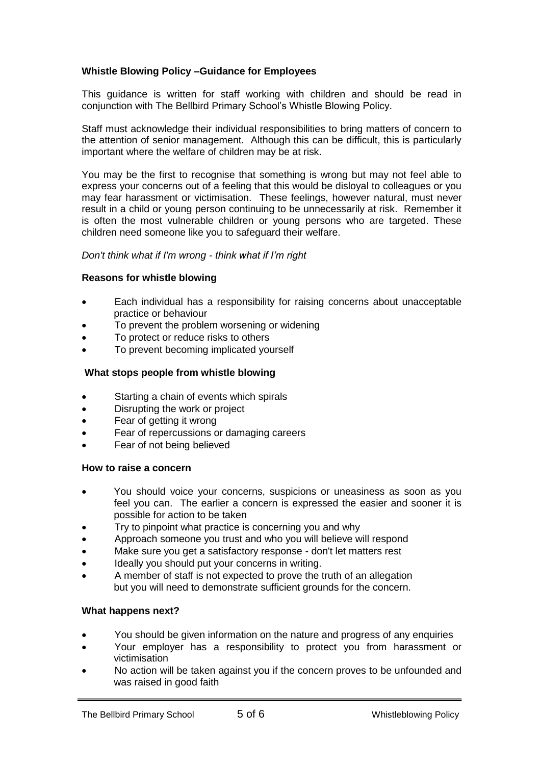## Whistle Blowing Policy –Guidance for Employees

This guidance is written for staff working with children and should be read in conjunction with The Bellbird Primary School's Whistle Blowing Policy.

Staff must acknowledge their individual responsibilities to bring matters of concern to the attention of senior management. Although this can be difficult, this is particularly important where the welfare of children may be at risk.

You may be the first to recognise that something is wrong but may not feel able to express your concerns out of a feeling that this would be disloyal to colleagues or you may fear harassment or victimisation. These feelings, however natural, must never result in a child or young person continuing to be unnecessarily at risk. Remember it is often the most vulnerable children or young persons who are targeted. These children need someone like you to safeguard their welfare.

*Don't think what if I'm wrong - think what if I'm right*

### Reasons for whistle blowing

- Each individual has a responsibility for raising concerns about unacceptable practice or behaviour
- To prevent the problem worsening or widening
- To protect or reduce risks to others
- To prevent becoming implicated yourself

### What stops people from whistle blowing

- Starting a chain of events which spirals
- Disrupting the work or project
- Fear of getting it wrong
- Fear of repercussions or damaging careers
- Fear of not being believed

### How to raise a concern

- You should voice your concerns, suspicions or uneasiness as soon as you feel you can. The earlier a concern is expressed the easier and sooner it is possible for action to be taken
- Try to pinpoint what practice is concerning you and why
- Approach someone you trust and who you will believe will respond
- Make sure you get a satisfactory response - don't let matters rest
- Ideally you should put your concerns in writing.
- A member of staff is not expected to prove the truth of an allegation but you will need to demonstrate sufficient grounds for the concern.

### What happens next?

- You should be given information on the nature and progress of any enquiries
- Your employer has a responsibility to protect you from harassment or victimisation
- No action will be taken against you if the concern proves to be unfounded and was raised in good faith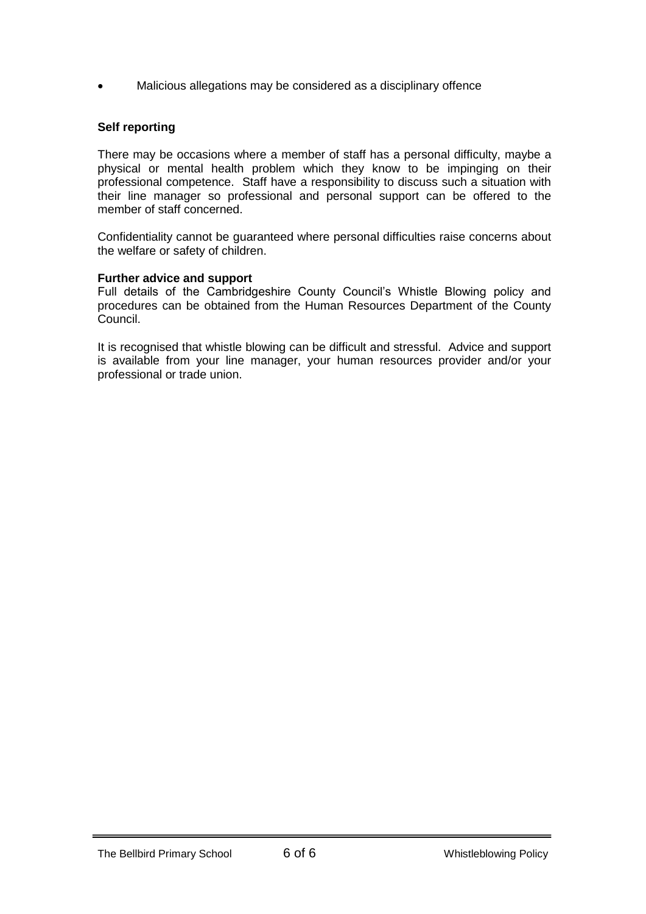- Malicious allegations may be considered as a disciplinary offence

**Self reporting**

There may be occasions where a member of staff has a personal difficulty, maybe a physical or mental health problem which they know to be impinging on their professional competence. Staff have a responsibility to discuss such a situation with their line manager so professional and personal support can be offered to the member of staff concerned.

Confidentiality cannot be guaranteed where personal difficulties raise concerns about the welfare or safety of children.

**Further advice and support**

Full details of the Cambridgeshire County Council's Whistle Blowing policy and procedures can be obtained from the Human Resources Department of the County Council.

It is recognised that whistle blowing can be difficult and stressful. Advice and support is available from your line manager, your human resources provider and/or your professional or trade union.